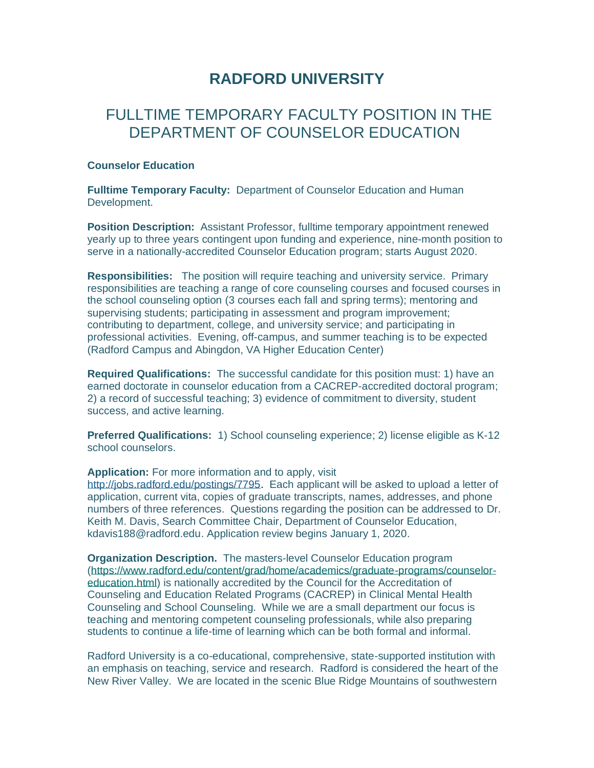# RADFORD UNIVERSITY

## FULLTIME TEMPORARY FACULTY POSITION IN THE DEPARTMENT OF COUNSELOR EDUCATION

**Counselor Education**

**Fulltime Temporary Faculty:** Department of Counselor Education and Human Development.

**Position Description:** Assistant Professor, fulltime temporary appointment renewed yearly up to three years contingent upon funding and experience, nine-month position to serve in a nationally-accredited Counselor Education program; starts August 2020.

**Responsibilities:** The position will require teaching and university service. Primary responsibilities are teaching a range of core counseling courses and focused courses in the school counseling option (3 courses each fall and spring terms); mentoring and supervising students; participating in assessment and program improvement; contributing to department, college, and university service; and participating in professional activities. Evening, off-campus, and summer teaching is to be expected (Radford Campus and Abingdon, VA Higher Education Center)

**Required Qualifications:** The successful candidate for this position must: 1) have an earned doctorate in counselor education from a CACREP-accredited doctoral program; 2) a record of successful teaching; 3) evidence of commitment to diversity, student success, and active learning.

**Preferred Qualifications:** 1) School counseling experience; 2) license eligible as K-12 school counselors.

**Application:** For more information and to apply, visit http://jobs.radford.edu/postings/7795. Each applicant will be asked to upload a letter of application, current vita, copies of graduate transcripts, names, addresses, and phone numbers of three references. Questions regarding the position can be addressed to Dr. Keith M. Davis, Search Committee Chair, Department of Counselor Education, kdavis188@radford.edu. Application review begins January 1, 2020.

**Organization Description.** The masters-level Counselor Education program (https://www.radford.edu/content/grad/home/academics/graduate-programs/counselor-education.html) is nationally accredited by the Council for the Accreditation of Counseling and Education Related Programs (CACREP) in Clinical Mental Health Counseling and School Counseling. While we are a small department our focus is teaching and mentoring competent counseling professionals, while also preparing students to continue a life-time of learning which can be both formal and informal.

Radford University is a co-educational, comprehensive, state-supported institution with an emphasis on teaching, service and research. Radford is considered the heart of the New River Valley. We are located in the scenic Blue Ridge Mountains of southwestern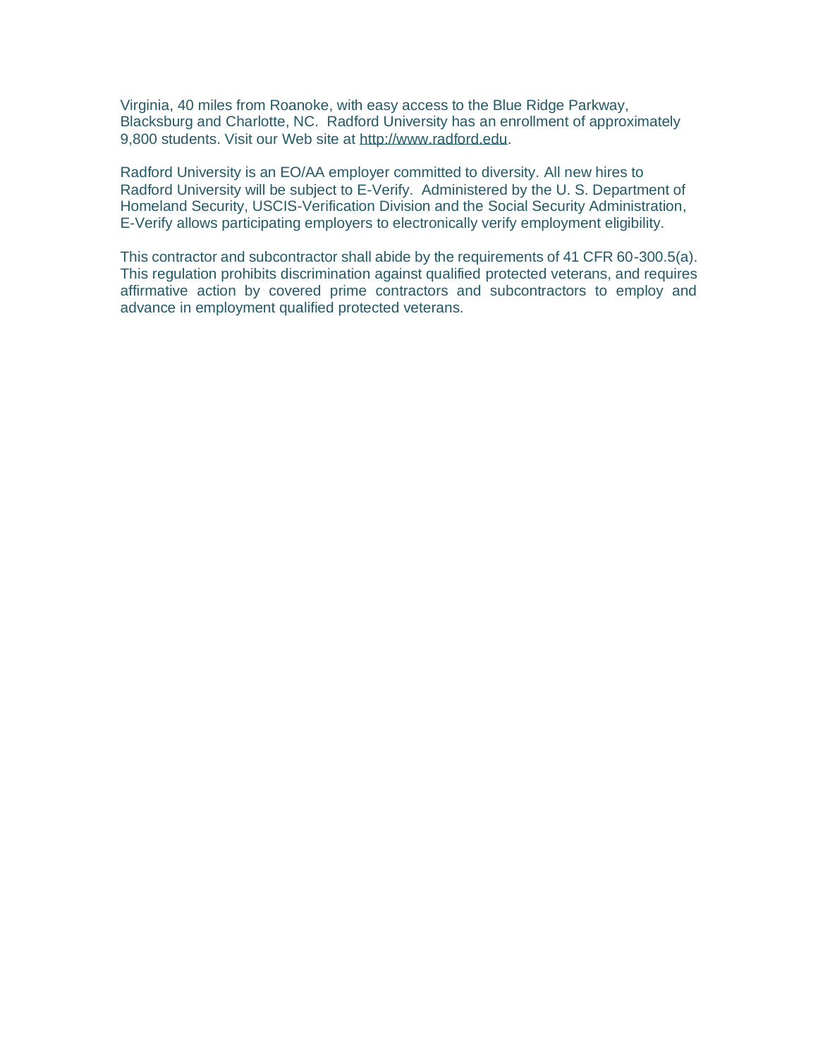Virginia, 40 miles from Roanoke, with easy access to the Blue Ridge Parkway, Blacksburg and Charlotte, NC. Radford University has an enrollment of approximately 9,800 students. Visit our Web site at http://www.radford.edu.

Radford University is an EO/AA employer committed to diversity. All new hires to Radford University will be subject to E-Verify. Administered by the U. S. Department of Homeland Security, USCIS-Verification Division and the Social Security Administration, E-Verify allows participating employers to electronically verify employment eligibility.

This contractor and subcontractor shall abide by the requirements of 41 CFR 60-300.5(a). This regulation prohibits discrimination against qualified protected veterans, and requires affirmative action by covered prime contractors and subcontractors to employ and advance in employment qualified protected veterans.